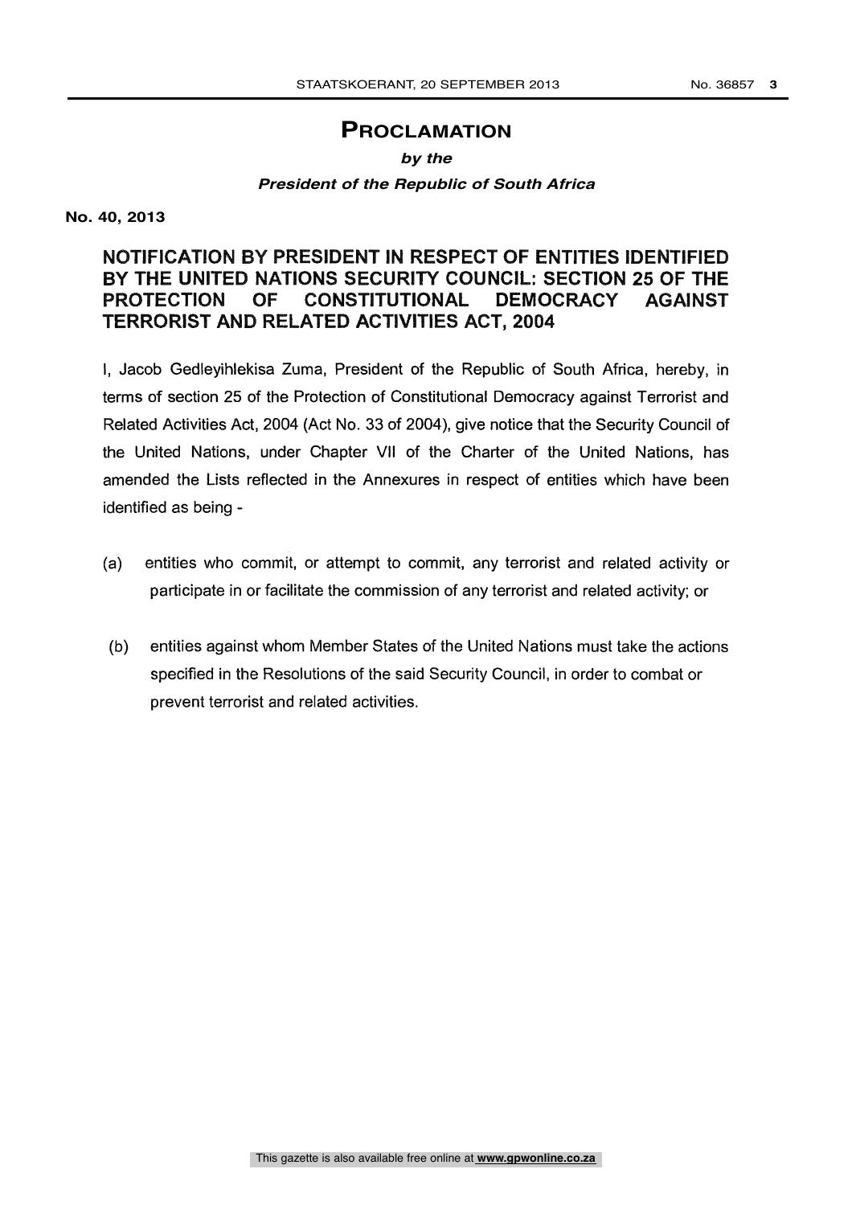# Proclamation

***by the***

***President of the Republic of South Africa***

**No. 40, 2013**

## NOTIFICATION BY PRESIDENT IN RESPECT OF ENTITIES IDENTIFIED BY THE UNITED NATIONS SECURITY COUNCIL: SECTION 25 OF THE PROTECTION OF CONSTITUTIONAL DEMOCRACY AGAINST TERRORIST AND RELATED ACTIVITIES ACT, 2004

I, Jacob Gedleyihlekisa Zuma, President of the Republic of South Africa, hereby, in terms of section 25 of the Protection of Constitutional Democracy against Terrorist and Related Activities Act, 2004 (Act No. 33 of 2004), give notice that the Security Council of the United Nations, under Chapter VII of the Charter of the United Nations, has amended the Lists reflected in the Annexures in respect of entities which have been identified as being -

(a) entities who commit, or attempt to commit, any terrorist and related activity or participate in or facilitate the commission of any terrorist and related activity; or

(b) entities against whom Member States of the United Nations must take the actions specified in the Resolutions of the said Security Council, in order to combat or prevent terrorist and related activities.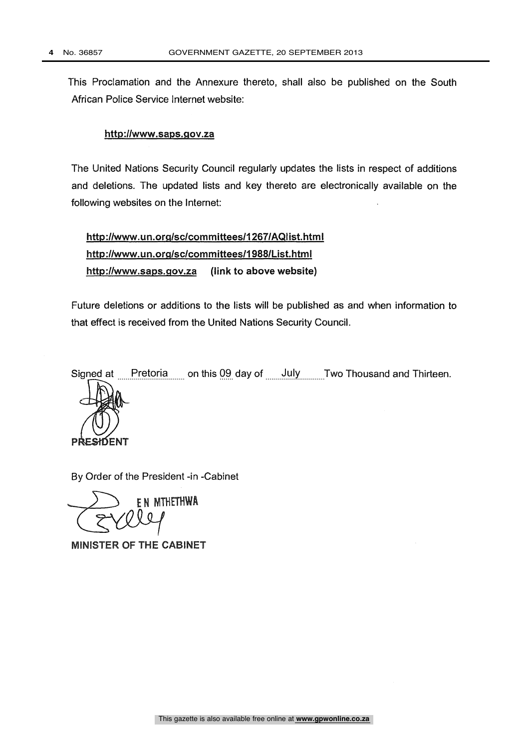This Proclamation and the Annexure thereto, shall also be published on the South African Police Service Internet website:

**http://www.saps.gov.za**

The United Nations Security Council regularly updates the lists in respect of additions and deletions. The updated lists and key thereto are electronically available on the following websites on the Internet:

**http://www.un.org/sc/committees/1267/AQlist.html**
**http://www.un.org/sc/committees/1988/List.html**
**http://www.saps.gov.za (link to above website)**

Future deletions or additions to the lists will be published as and when information to that effect is received from the United Nations Security Council.

Signed at Pretoria on this 09 day of July Two Thousand and Thirteen.

**PRESIDENT**

By Order of the President -in -Cabinet

E N MTHETHWA

**MINISTER OF THE CABINET**